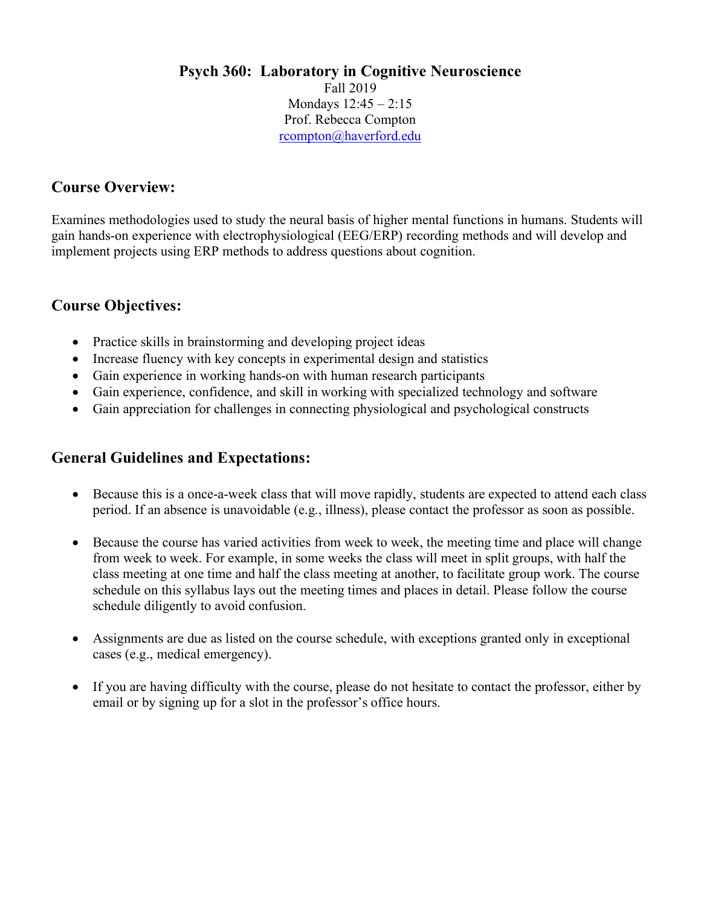# Psych 360: Laboratory in Cognitive Neuroscience

Fall 2019
Mondays 12:45 – 2:15
Prof. Rebecca Compton
rcompton@haverford.edu

## Course Overview:

Examines methodologies used to study the neural basis of higher mental functions in humans. Students will gain hands-on experience with electrophysiological (EEG/ERP) recording methods and will develop and implement projects using ERP methods to address questions about cognition.

## Course Objectives:

- Practice skills in brainstorming and developing project ideas
- Increase fluency with key concepts in experimental design and statistics
- Gain experience in working hands-on with human research participants
- Gain experience, confidence, and skill in working with specialized technology and software
- Gain appreciation for challenges in connecting physiological and psychological constructs

## General Guidelines and Expectations:

- Because this is a once-a-week class that will move rapidly, students are expected to attend each class period. If an absence is unavoidable (e.g., illness), please contact the professor as soon as possible.

- Because the course has varied activities from week to week, the meeting time and place will change from week to week. For example, in some weeks the class will meet in split groups, with half the class meeting at one time and half the class meeting at another, to facilitate group work. The course schedule on this syllabus lays out the meeting times and places in detail. Please follow the course schedule diligently to avoid confusion.

- Assignments are due as listed on the course schedule, with exceptions granted only in exceptional cases (e.g., medical emergency).

- If you are having difficulty with the course, please do not hesitate to contact the professor, either by email or by signing up for a slot in the professor's office hours.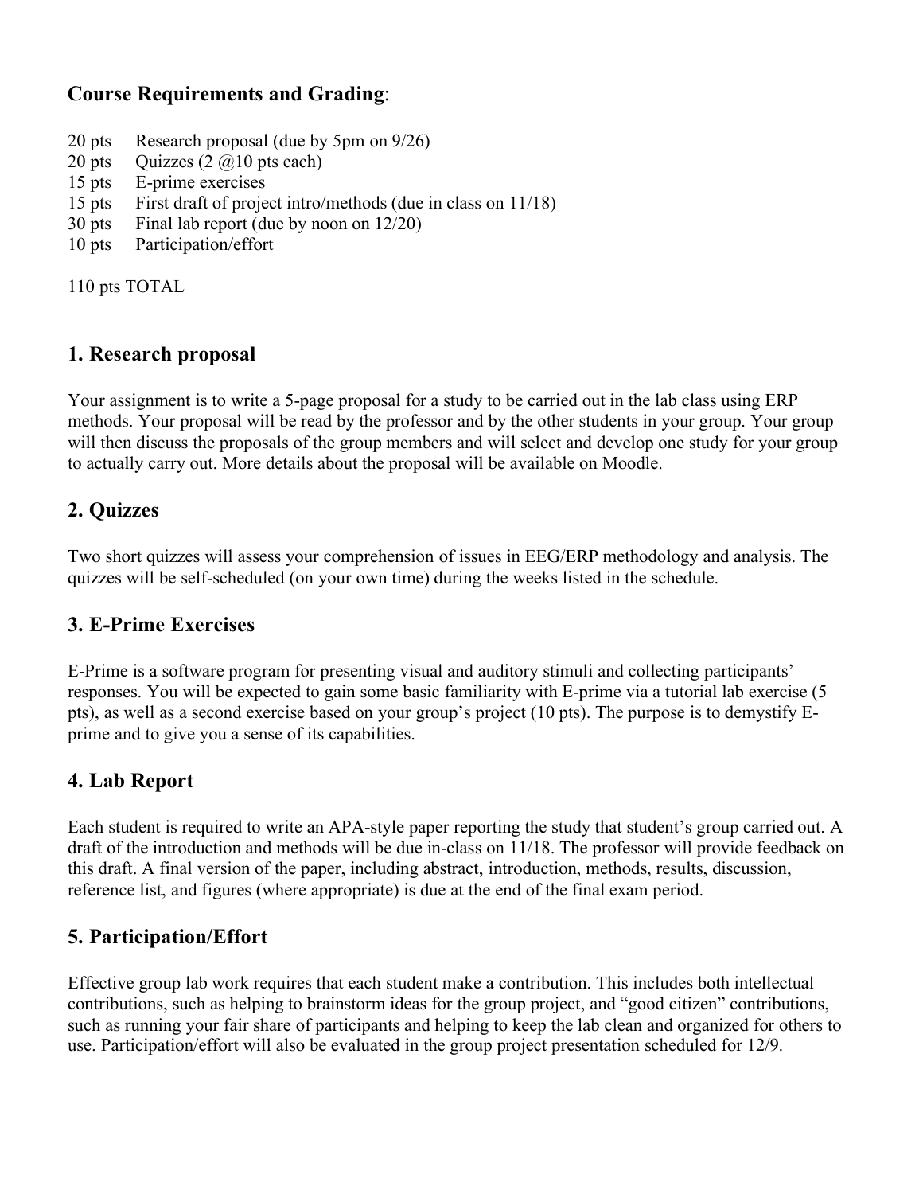## Course Requirements and Grading:

| | |
|---|---|
| 20 pts | Research proposal (due by 5pm on 9/26) |
| 20 pts | Quizzes (2 @10 pts each) |
| 15 pts | E-prime exercises |
| 15 pts | First draft of project intro/methods (due in class on 11/18) |
| 30 pts | Final lab report (due by noon on 12/20) |
| 10 pts | Participation/effort |

110 pts TOTAL

## 1. Research proposal

Your assignment is to write a 5-page proposal for a study to be carried out in the lab class using ERP methods. Your proposal will be read by the professor and by the other students in your group. Your group will then discuss the proposals of the group members and will select and develop one study for your group to actually carry out. More details about the proposal will be available on Moodle.

## 2. Quizzes

Two short quizzes will assess your comprehension of issues in EEG/ERP methodology and analysis. The quizzes will be self-scheduled (on your own time) during the weeks listed in the schedule.

## 3. E-Prime Exercises

E-Prime is a software program for presenting visual and auditory stimuli and collecting participants' responses. You will be expected to gain some basic familiarity with E-prime via a tutorial lab exercise (5 pts), as well as a second exercise based on your group's project (10 pts). The purpose is to demystify E-prime and to give you a sense of its capabilities.

## 4. Lab Report

Each student is required to write an APA-style paper reporting the study that student's group carried out. A draft of the introduction and methods will be due in-class on 11/18. The professor will provide feedback on this draft. A final version of the paper, including abstract, introduction, methods, results, discussion, reference list, and figures (where appropriate) is due at the end of the final exam period.

## 5. Participation/Effort

Effective group lab work requires that each student make a contribution. This includes both intellectual contributions, such as helping to brainstorm ideas for the group project, and "good citizen" contributions, such as running your fair share of participants and helping to keep the lab clean and organized for others to use. Participation/effort will also be evaluated in the group project presentation scheduled for 12/9.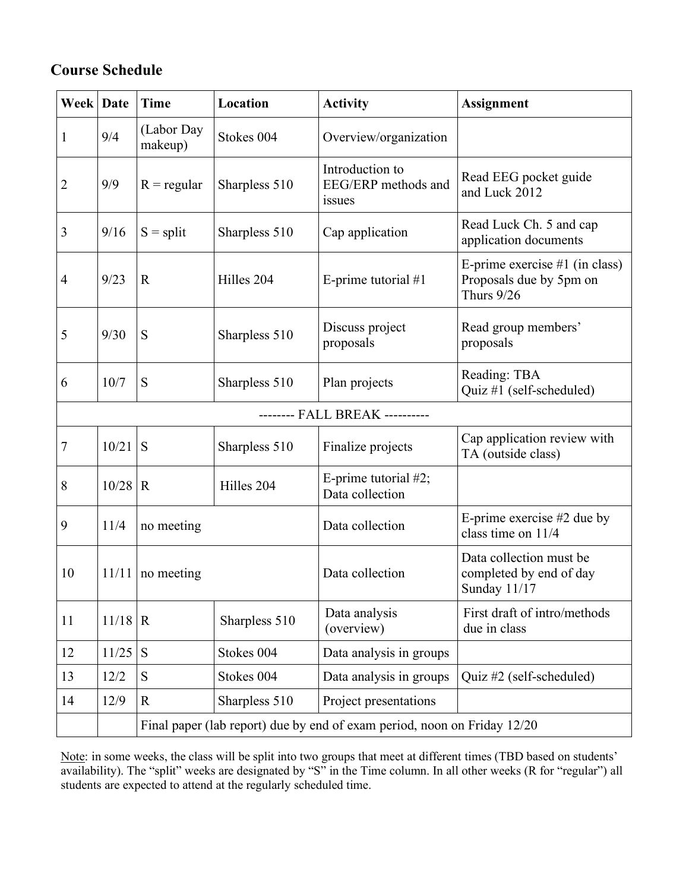## Course Schedule

| Week | Date | Time | Location | Activity | Assignment |
|---|---|---|---|---|---|
| 1 | 9/4 | (Labor Day makeup) | Stokes 004 | Overview/organization | |
| 2 | 9/9 | R = regular | Sharpless 510 | Introduction to EEG/ERP methods and issues | Read EEG pocket guide and Luck 2012 |
| 3 | 9/16 | S = split | Sharpless 510 | Cap application | Read Luck Ch. 5 and cap application documents |
| 4 | 9/23 | R | Hilles 204 | E-prime tutorial #1 | E-prime exercise #1 (in class) Proposals due by 5pm on Thurs 9/26 |
| 5 | 9/30 | S | Sharpless 510 | Discuss project proposals | Read group members' proposals |
| 6 | 10/7 | S | Sharpless 510 | Plan projects | Reading: TBA Quiz #1 (self-scheduled) |
| | | | -------- FALL BREAK ---------- | | |
| 7 | 10/21 | S | Sharpless 510 | Finalize projects | Cap application review with TA (outside class) |
| 8 | 10/28 | R | Hilles 204 | E-prime tutorial #2; Data collection | |
| 9 | 11/4 | no meeting | | Data collection | E-prime exercise #2 due by class time on 11/4 |
| 10 | 11/11 | no meeting | | Data collection | Data collection must be completed by end of day Sunday 11/17 |
| 11 | 11/18 | R | Sharpless 510 | Data analysis (overview) | First draft of intro/methods due in class |
| 12 | 11/25 | S | Stokes 004 | Data analysis in groups | |
| 13 | 12/2 | S | Stokes 004 | Data analysis in groups | Quiz #2 (self-scheduled) |
| 14 | 12/9 | R | Sharpless 510 | Project presentations | |
| | | Final paper (lab report) due by end of exam period, noon on Friday 12/20 | | | |

Note: in some weeks, the class will be split into two groups that meet at different times (TBD based on students' availability). The "split" weeks are designated by "S" in the Time column. In all other weeks (R for "regular") all students are expected to attend at the regularly scheduled time.